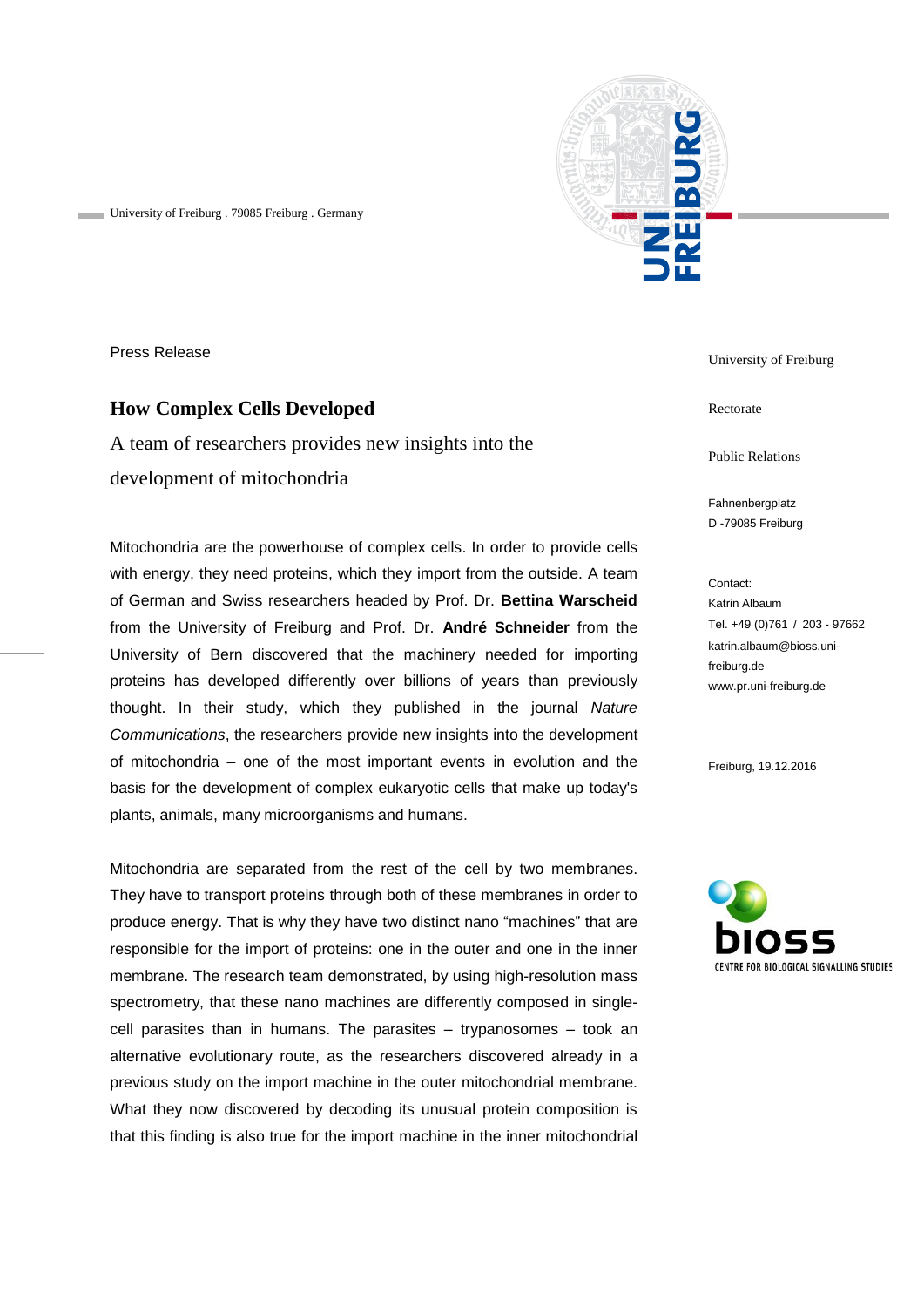University of Freiburg . 79085 Freiburg . Germany

Press Release

# How Complex Cells Developed

## A team of researchers provides new insights into the development of mitochondria

Mitochondria are the powerhouse of complex cells. In order to provide cells with energy, they need proteins, which they import from the outside. A team of German and Swiss researchers headed by Prof. Dr. **Bettina Warscheid** from the University of Freiburg and Prof. Dr. **André Schneider** from the University of Bern discovered that the machinery needed for importing proteins has developed differently over billions of years than previously thought. In their study, which they published in the journal *Nature Communications*, the researchers provide new insights into the development of mitochondria – one of the most important events in evolution and the basis for the development of complex eukaryotic cells that make up today's plants, animals, many microorganisms and humans.

Mitochondria are separated from the rest of the cell by two membranes. They have to transport proteins through both of these membranes in order to produce energy. That is why they have two distinct nano "machines" that are responsible for the import of proteins: one in the outer and one in the inner membrane. The research team demonstrated, by using high-resolution mass spectrometry, that these nano machines are differently composed in single-cell parasites than in humans. The parasites – trypanosomes – took an alternative evolutionary route, as the researchers discovered already in a previous study on the import machine in the outer mitochondrial membrane. What they now discovered by decoding its unusual protein composition is that this finding is also true for the import machine in the inner mitochondrial

University of Freiburg

Rectorate

Public Relations

Fahnenbergplatz
D -79085 Freiburg

Contact:
Katrin Albaum
Tel. +49 (0)761 / 203 - 97662
katrin.albaum@bioss.uni-freiburg.de
www.pr.uni-freiburg.de

Freiburg, 19.12.2016

bioss
CENTRE FOR BIOLOGICAL SIGNALLING STUDIES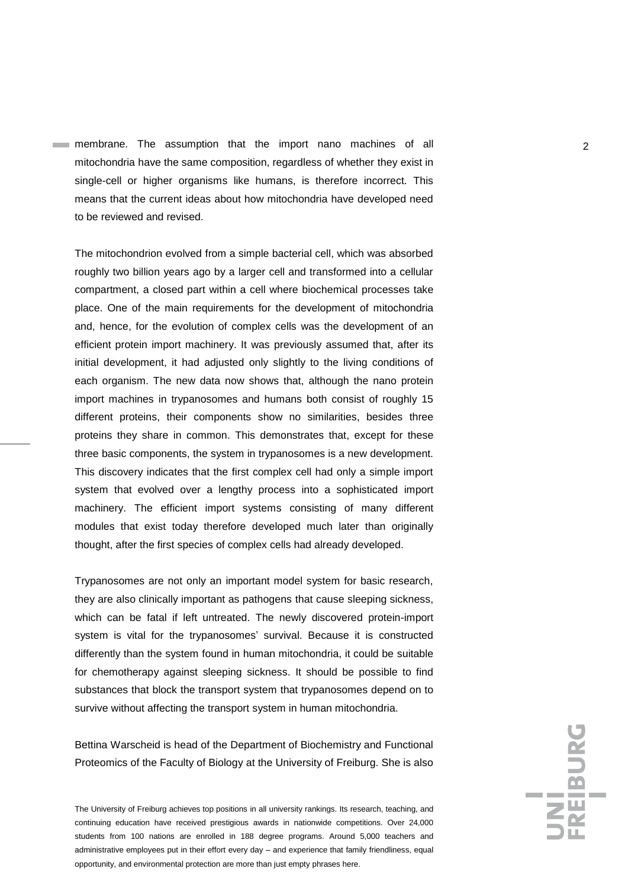membrane. The assumption that the import nano machines of all mitochondria have the same composition, regardless of whether they exist in single-cell or higher organisms like humans, is therefore incorrect. This means that the current ideas about how mitochondria have developed need to be reviewed and revised.

The mitochondrion evolved from a simple bacterial cell, which was absorbed roughly two billion years ago by a larger cell and transformed into a cellular compartment, a closed part within a cell where biochemical processes take place. One of the main requirements for the development of mitochondria and, hence, for the evolution of complex cells was the development of an efficient protein import machinery. It was previously assumed that, after its initial development, it had adjusted only slightly to the living conditions of each organism. The new data now shows that, although the nano protein import machines in trypanosomes and humans both consist of roughly 15 different proteins, their components show no similarities, besides three proteins they share in common. This demonstrates that, except for these three basic components, the system in trypanosomes is a new development. This discovery indicates that the first complex cell had only a simple import system that evolved over a lengthy process into a sophisticated import machinery. The efficient import systems consisting of many different modules that exist today therefore developed much later than originally thought, after the first species of complex cells had already developed.

Trypanosomes are not only an important model system for basic research, they are also clinically important as pathogens that cause sleeping sickness, which can be fatal if left untreated. The newly discovered protein-import system is vital for the trypanosomes' survival. Because it is constructed differently than the system found in human mitochondria, it could be suitable for chemotherapy against sleeping sickness. It should be possible to find substances that block the transport system that trypanosomes depend on to survive without affecting the transport system in human mitochondria.

Bettina Warscheid is head of the Department of Biochemistry and Functional Proteomics of the Faculty of Biology at the University of Freiburg. She is also

The University of Freiburg achieves top positions in all university rankings. Its research, teaching, and continuing education have received prestigious awards in nationwide competitions. Over 24,000 students from 100 nations are enrolled in 188 degree programs. Around 5,000 teachers and administrative employees put in their effort every day – and experience that family friendliness, equal opportunity, and environmental protection are more than just empty phrases here.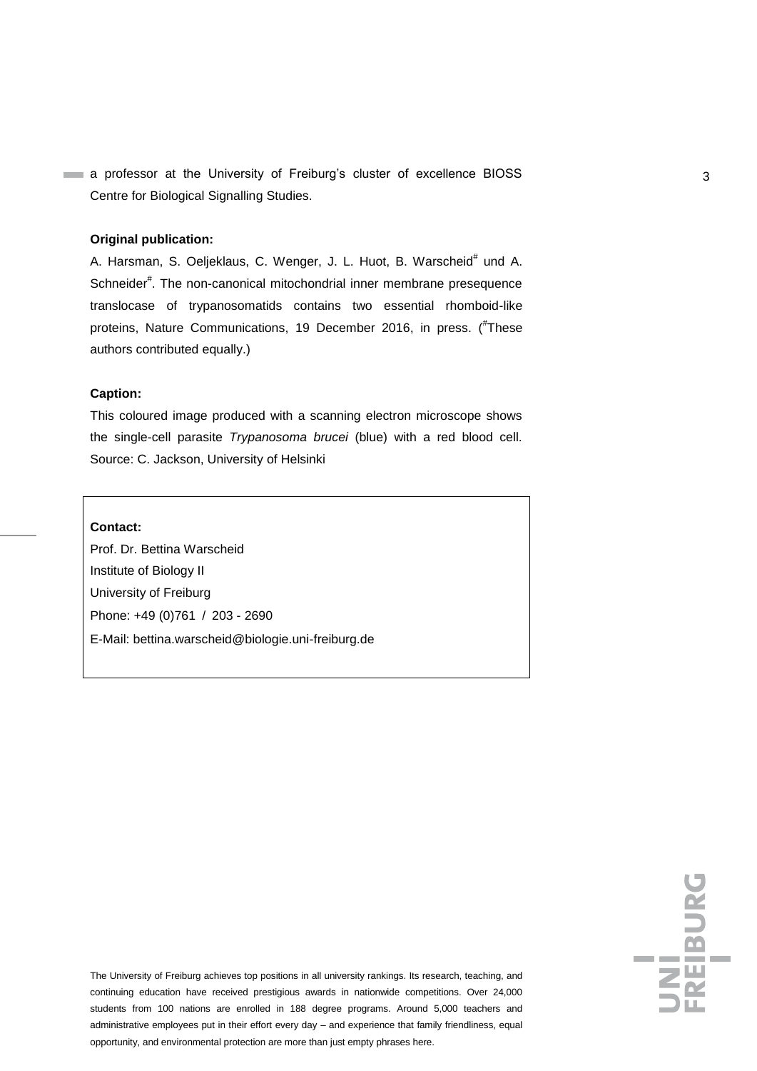a professor at the University of Freiburg's cluster of excellence BIOSS Centre for Biological Signalling Studies.

**Original publication:**

A. Harsman, S. Oeljeklaus, C. Wenger, J. L. Huot, B. Warscheid[#] und A. Schneider[#]. The non-canonical mitochondrial inner membrane presequence translocase of trypanosomatids contains two essential rhomboid-like proteins, Nature Communications, 19 December 2016, in press. ([#]These authors contributed equally.)

**Caption:**

This coloured image produced with a scanning electron microscope shows the single-cell parasite *Trypanosoma brucei* (blue) with a red blood cell. Source: C. Jackson, University of Helsinki

**Contact:**

Prof. Dr. Bettina Warscheid
Institute of Biology II
University of Freiburg
Phone: +49 (0)761 / 203 - 2690
E-Mail: bettina.warscheid@biologie.uni-freiburg.de

The University of Freiburg achieves top positions in all university rankings. Its research, teaching, and continuing education have received prestigious awards in nationwide competitions. Over 24,000 students from 100 nations are enrolled in 188 degree programs. Around 5,000 teachers and administrative employees put in their effort every day – and experience that family friendliness, equal opportunity, and environmental protection are more than just empty phrases here.